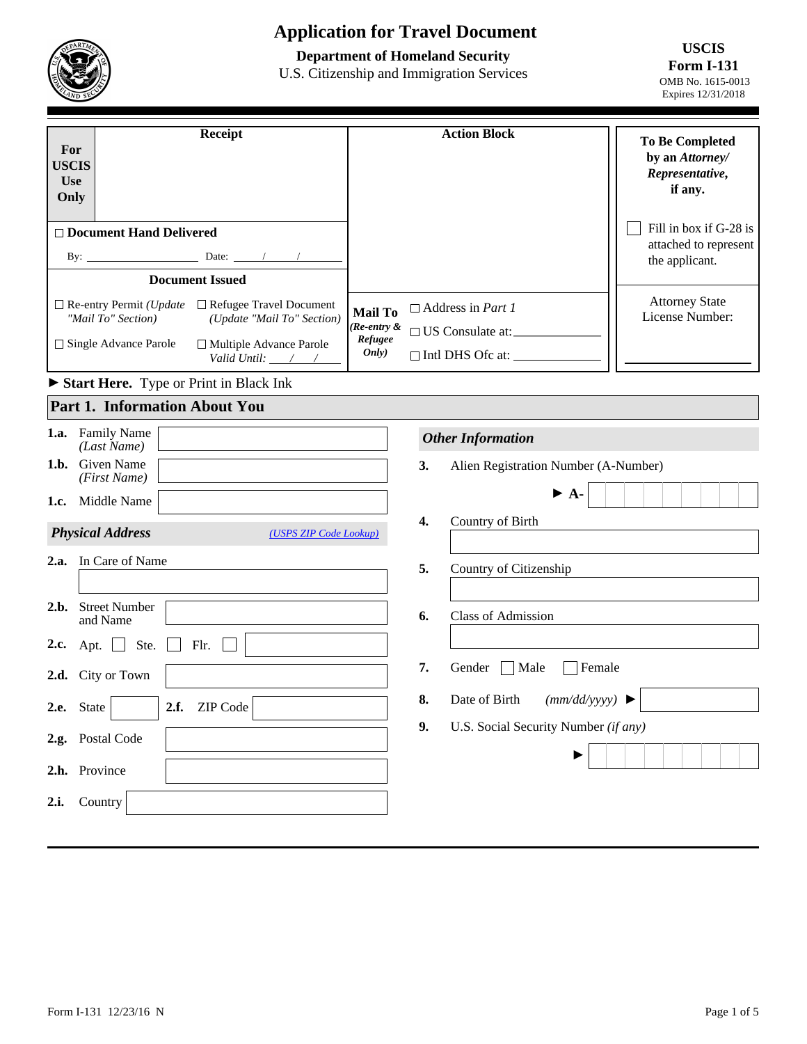# Application for Travel Document

**Department of Homeland Security**
U.S. Citizenship and Immigration Services

**USCIS**
**Form I-131**
OMB No. 1615-0013
Expires 12/31/2018

| **For USCIS Use Only** | **Receipt** | **Action Block** | **To Be Completed by an *Attorney/ Representative*, if any.** |
|---|---|---|---|
| ☐ **Document Hand Delivered** By: ____________ Date: ___/___/___ | | | ☐ Fill in box if G-28 is attached to represent the applicant. |
| **Document Issued** | | | Attorney State License Number: |
| ☐ Re-entry Permit *(Update "Mail To" Section)* ☐ Refugee Travel Document *(Update "Mail To" Section)* ☐ Single Advance Parole ☐ Multiple Advance Parole *Valid Until:* ___/___/___ | | **Mail To** *(Re-entry & Refugee Only)* ☐ Address in *Part 1* ☐ US Consulate at: ________ ☐ Intl DHS Ofc at: ________ | ____________ |

► **Start Here.** Type or Print in Black Ink

## Part 1. Information About You

**1.a.** Family Name *(Last Name)* ________

**1.b.** Given Name *(First Name)* ________

**1.c.** Middle Name ________

### *Physical Address*

*(USPS ZIP Code Lookup)*

**2.a.** In Care of Name ________

**2.b.** Street Number and Name ________

**2.c.** Apt. ☐ Ste. ☐ Flr. ☐ ________

**2.d.** City or Town ________

**2.e.** State ____ **2.f.** ZIP Code ________

**2.g.** Postal Code ________

**2.h.** Province ________

**2.i.** Country ________

### *Other Information*

**3.** Alien Registration Number (A-Number)

► A- ________

**4.** Country of Birth ________

**5.** Country of Citizenship ________

**6.** Class of Admission ________

**7.** Gender ☐ Male ☐ Female

**8.** Date of Birth *(mm/dd/yyyy)* ► ________

**9.** U.S. Social Security Number *(if any)*

► ________

Form I-131 12/23/16 N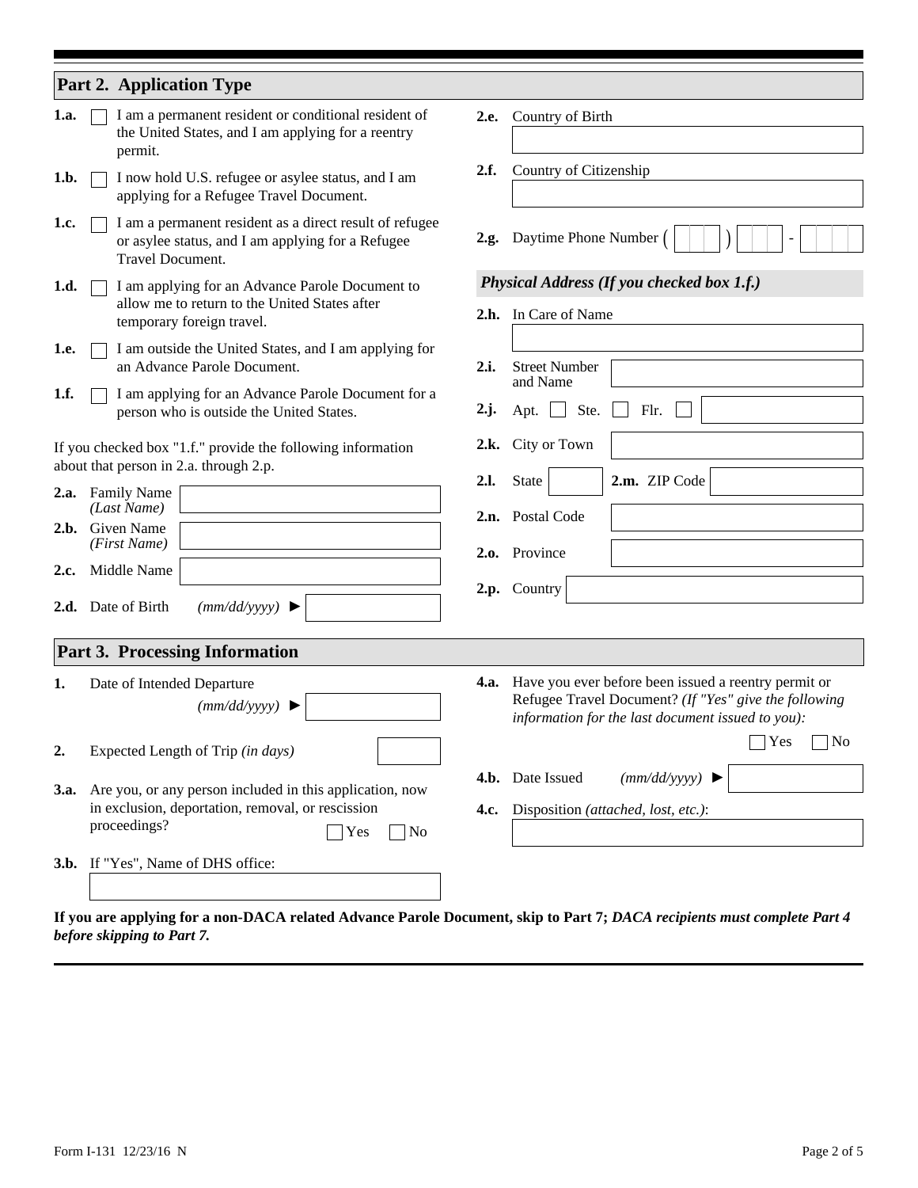## Part 2. Application Type

**1.a.** ☐ I am a permanent resident or conditional resident of the United States, and I am applying for a reentry permit.

**1.b.** ☐ I now hold U.S. refugee or asylee status, and I am applying for a Refugee Travel Document.

**1.c.** ☐ I am a permanent resident as a direct result of refugee or asylee status, and I am applying for a Refugee Travel Document.

**1.d.** ☐ I am applying for an Advance Parole Document to allow me to return to the United States after temporary foreign travel.

**1.e.** ☐ I am outside the United States, and I am applying for an Advance Parole Document.

**1.f.** ☐ I am applying for an Advance Parole Document for a person who is outside the United States.

If you checked box "1.f." provide the following information about that person in 2.a. through 2.p.

**2.a.** Family Name *(Last Name)*

**2.b.** Given Name *(First Name)*

**2.c.** Middle Name

**2.d.** Date of Birth *(mm/dd/yyyy)* ►

**2.e.** Country of Birth

**2.f.** Country of Citizenship

**2.g.** Daytime Phone Number ( ) -

### *Physical Address (If you checked box 1.f.)*

**2.h.** In Care of Name

**2.i.** Street Number and Name

**2.j.** Apt. ☐ Ste. ☐ Flr. ☐

**2.k.** City or Town

**2.l.** State **2.m.** ZIP Code

**2.n.** Postal Code

**2.o.** Province

**2.p.** Country

## Part 3. Processing Information

**1.** Date of Intended Departure *(mm/dd/yyyy)* ►

**2.** Expected Length of Trip *(in days)*

**3.a.** Are you, or any person included in this application, now in exclusion, deportation, removal, or rescission proceedings? ☐ Yes ☐ No

**3.b.** If "Yes", Name of DHS office:

**4.a.** Have you ever before been issued a reentry permit or Refugee Travel Document? *(If "Yes" give the following information for the last document issued to you):* ☐ Yes ☐ No

**4.b.** Date Issued *(mm/dd/yyyy)* ►

**4.c.** Disposition *(attached, lost, etc.)*:

**If you are applying for a non-DACA related Advance Parole Document, skip to Part 7; *DACA recipients must complete Part 4 before skipping to Part 7.***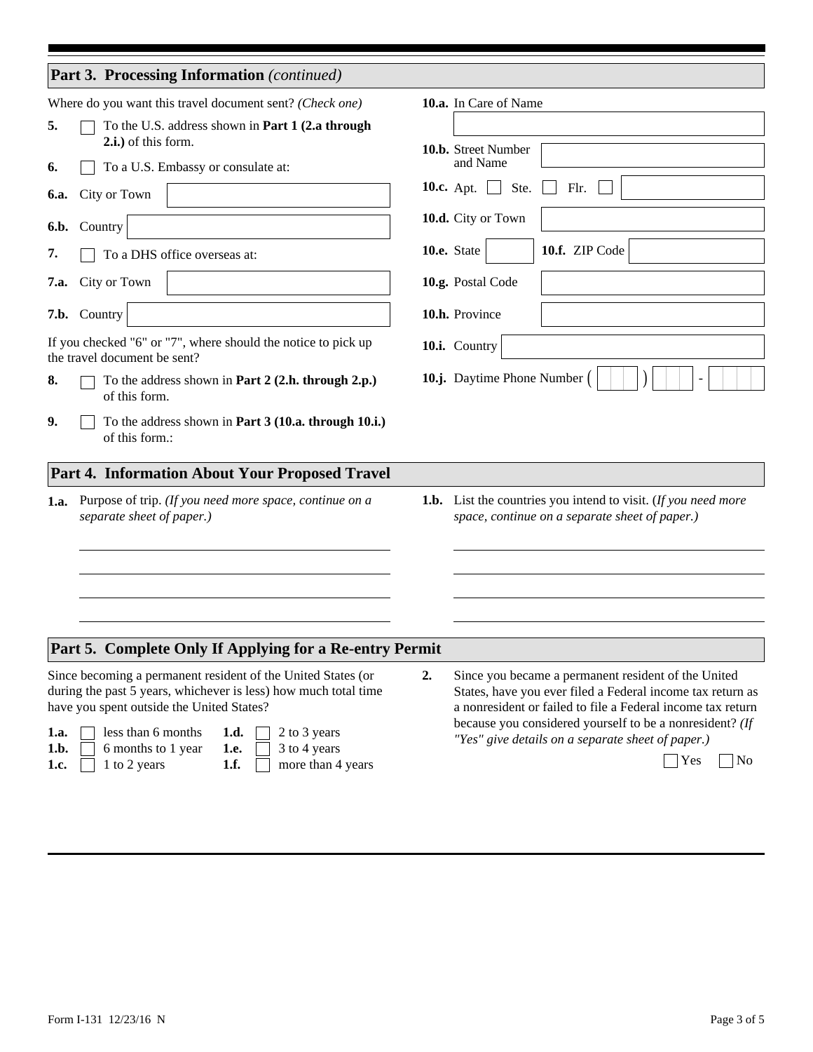## Part 3. Processing Information *(continued)*

Where do you want this travel document sent? *(Check one)*

**5.** ☐ To the U.S. address shown in **Part 1 (2.a through 2.i.)** of this form.

**6.** ☐ To a U.S. Embassy or consulate at:

**6.a.** City or Town

**6.b.** Country

**7.** ☐ To a DHS office overseas at:

**7.a.** City or Town

**7.b.** Country

If you checked "6" or "7", where should the notice to pick up the travel document be sent?

**8.** ☐ To the address shown in **Part 2 (2.h. through 2.p.)** of this form.

**9.** ☐ To the address shown in **Part 3 (10.a. through 10.i.)** of this form.:

**10.a.** In Care of Name

**10.b.** Street Number and Name

**10.c.** Apt. ☐ Ste. ☐ Flr. ☐

**10.d.** City or Town

**10.e.** State **10.f.** ZIP Code

**10.g.** Postal Code

**10.h.** Province

**10.i.** Country

**10.j.** Daytime Phone Number ( ) -

## Part 4. Information About Your Proposed Travel

**1.a.** Purpose of trip. *(If you need more space, continue on a separate sheet of paper.)*

**1.b.** List the countries you intend to visit. (*If you need more space, continue on a separate sheet of paper.)*

## Part 5. Complete Only If Applying for a Re-entry Permit

Since becoming a permanent resident of the United States (or during the past 5 years, whichever is less) how much total time have you spent outside the United States?

**1.a.** ☐ less than 6 months

**1.b.** ☐ 6 months to 1 year

**1.c.** ☐ 1 to 2 years

**1.d.** ☐ 2 to 3 years

**1.e.** ☐ 3 to 4 years

**1.f.** ☐ more than 4 years

**2.** Since you became a permanent resident of the United States, have you ever filed a Federal income tax return as a nonresident or failed to file a Federal income tax return because you considered yourself to be a nonresident? *(If "Yes" give details on a separate sheet of paper.)*

☐ Yes ☐ No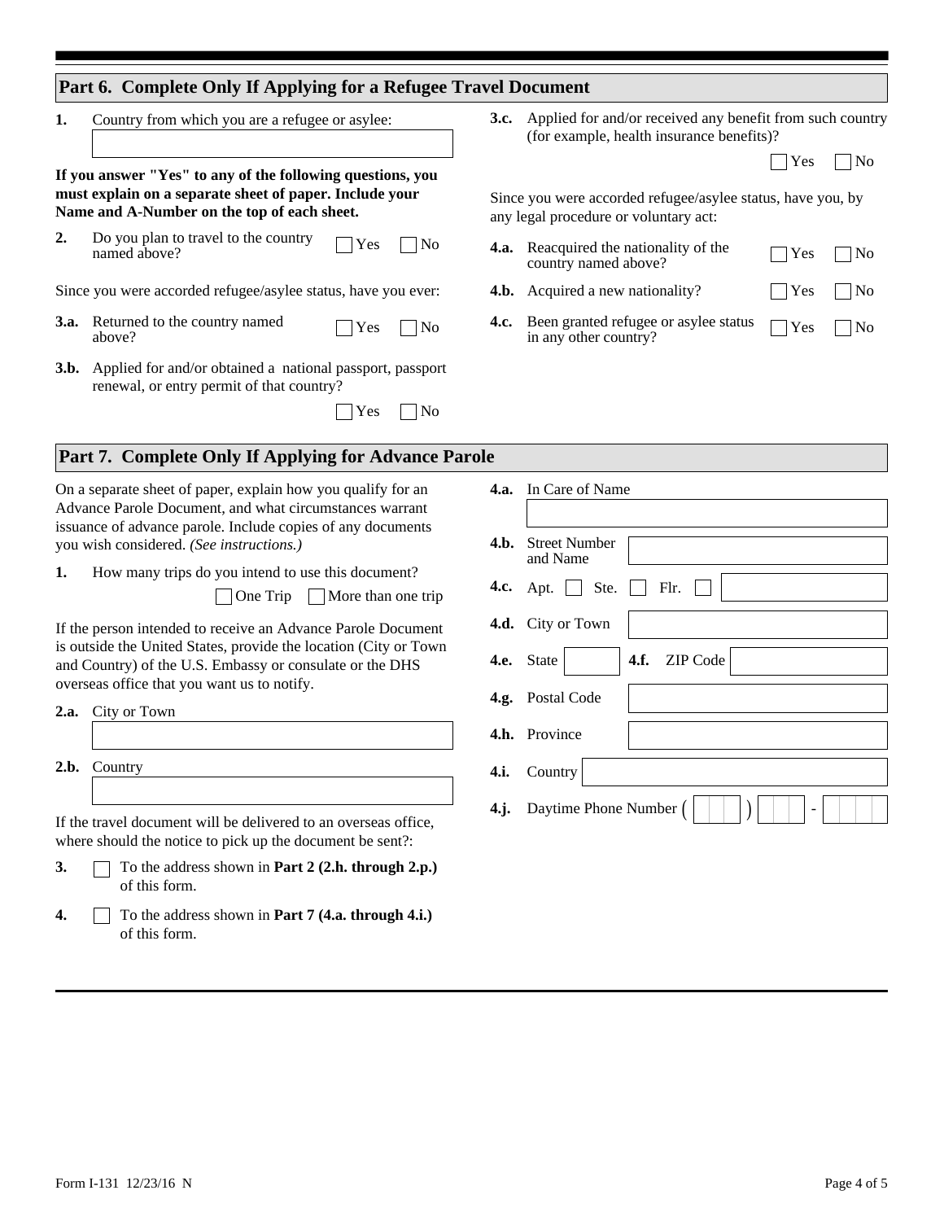## Part 6. Complete Only If Applying for a Refugee Travel Document

**1.** Country from which you are a refugee or asylee:

**If you answer "Yes" to any of the following questions, you must explain on a separate sheet of paper. Include your Name and A-Number on the top of each sheet.**

**2.** Do you plan to travel to the country named above? ☐ Yes ☐ No

Since you were accorded refugee/asylee status, have you ever:

**3.a.** Returned to the country named above? ☐ Yes ☐ No

**3.b.** Applied for and/or obtained a national passport, passport renewal, or entry permit of that country? ☐ Yes ☐ No

**3.c.** Applied for and/or received any benefit from such country (for example, health insurance benefits)? ☐ Yes ☐ No

Since you were accorded refugee/asylee status, have you, by any legal procedure or voluntary act:

**4.a.** Reacquired the nationality of the country named above? ☐ Yes ☐ No

**4.b.** Acquired a new nationality? ☐ Yes ☐ No

**4.c.** Been granted refugee or asylee status in any other country? ☐ Yes ☐ No

## Part 7. Complete Only If Applying for Advance Parole

On a separate sheet of paper, explain how you qualify for an Advance Parole Document, and what circumstances warrant issuance of advance parole. Include copies of any documents you wish considered. *(See instructions.)*

**1.** How many trips do you intend to use this document? ☐ One Trip ☐ More than one trip

If the person intended to receive an Advance Parole Document is outside the United States, provide the location (City or Town and Country) of the U.S. Embassy or consulate or the DHS overseas office that you want us to notify.

**2.a.** City or Town

**2.b.** Country

If the travel document will be delivered to an overseas office, where should the notice to pick up the document be sent?:

**3.** ☐ To the address shown in **Part 2 (2.h. through 2.p.)** of this form.

**4.** ☐ To the address shown in **Part 7 (4.a. through 4.i.)** of this form.

**4.a.** In Care of Name

**4.b.** Street Number and Name

**4.c.** Apt. ☐ Ste. ☐ Flr. ☐

**4.d.** City or Town

**4.e.** State

**4.f.** ZIP Code

**4.g.** Postal Code

**4.h.** Province

**4.i.** Country

**4.j.** Daytime Phone Number ( ) -

Form I-131 12/23/16 N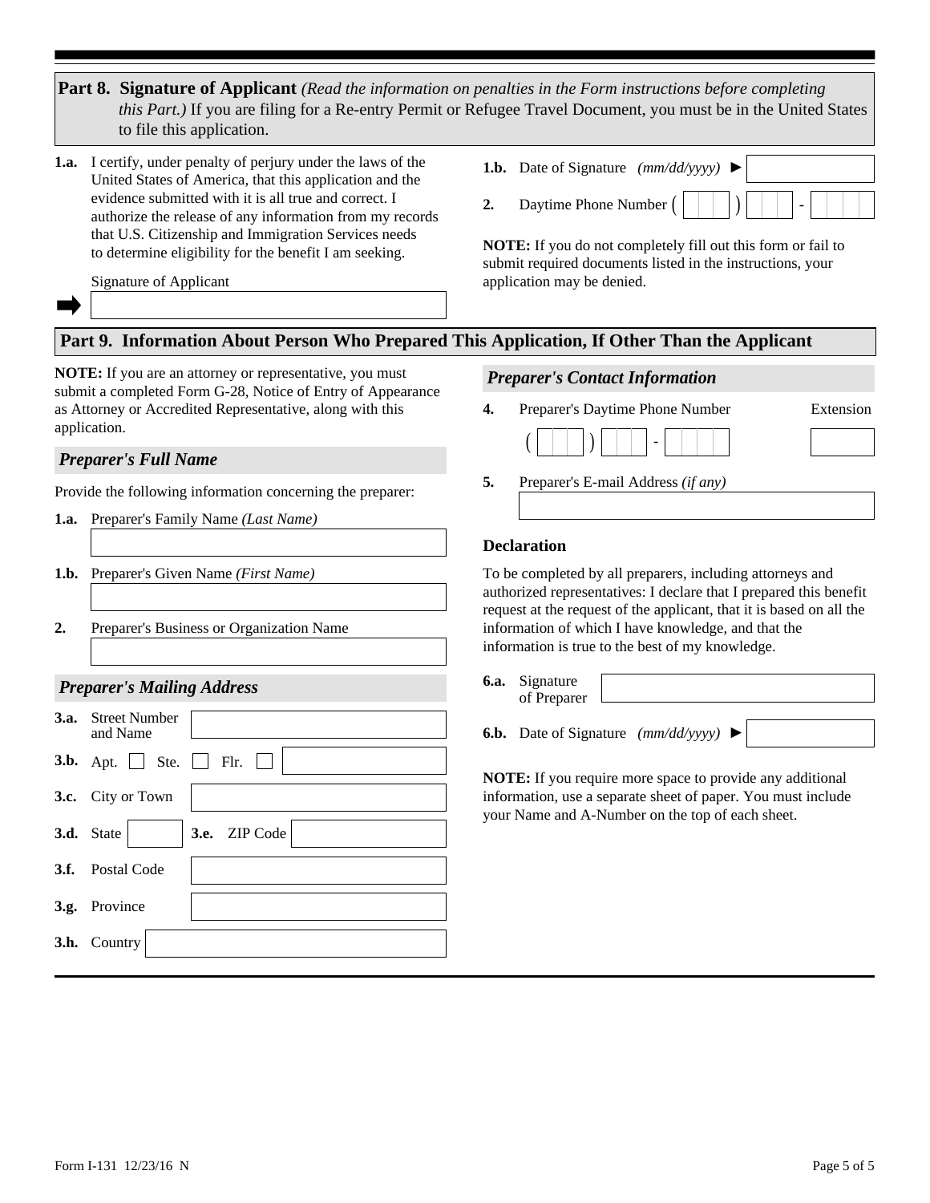## Part 8. Signature of Applicant *(Read the information on penalties in the Form instructions before completing this Part.)* If you are filing for a Re-entry Permit or Refugee Travel Document, you must be in the United States to file this application.

**1.a.** I certify, under penalty of perjury under the laws of the United States of America, that this application and the evidence submitted with it is all true and correct. I authorize the release of any information from my records that U.S. Citizenship and Immigration Services needs to determine eligibility for the benefit I am seeking.

Signature of Applicant

➡ ______________________

**1.b.** Date of Signature *(mm/dd/yyyy)* ► ______

**2.** Daytime Phone Number ( ) -

**NOTE:** If you do not completely fill out this form or fail to submit required documents listed in the instructions, your application may be denied.

## Part 9. Information About Person Who Prepared This Application, If Other Than the Applicant

**NOTE:** If you are an attorney or representative, you must submit a completed Form G-28, Notice of Entry of Appearance as Attorney or Accredited Representative, along with this application.

### *Preparer's Full Name*

Provide the following information concerning the preparer:

**1.a.** Preparer's Family Name *(Last Name)*

**1.b.** Preparer's Given Name *(First Name)*

**2.** Preparer's Business or Organization Name

### *Preparer's Mailing Address*

**3.a.** Street Number and Name

**3.b.** Apt. ☐ Ste. ☐ Flr. ☐

**3.c.** City or Town

**3.d.** State **3.e.** ZIP Code

**3.f.** Postal Code

**3.g.** Province

**3.h.** Country

### *Preparer's Contact Information*

**4.** Preparer's Daytime Phone Number ( ) - Extension

**5.** Preparer's E-mail Address *(if any)*

### Declaration

To be completed by all preparers, including attorneys and authorized representatives: I declare that I prepared this benefit request at the request of the applicant, that it is based on all the information of which I have knowledge, and that the information is true to the best of my knowledge.

**6.a.** Signature of Preparer

**6.b.** Date of Signature *(mm/dd/yyyy)* ►

**NOTE:** If you require more space to provide any additional information, use a separate sheet of paper. You must include your Name and A-Number on the top of each sheet.

Form I-131 12/23/16 N